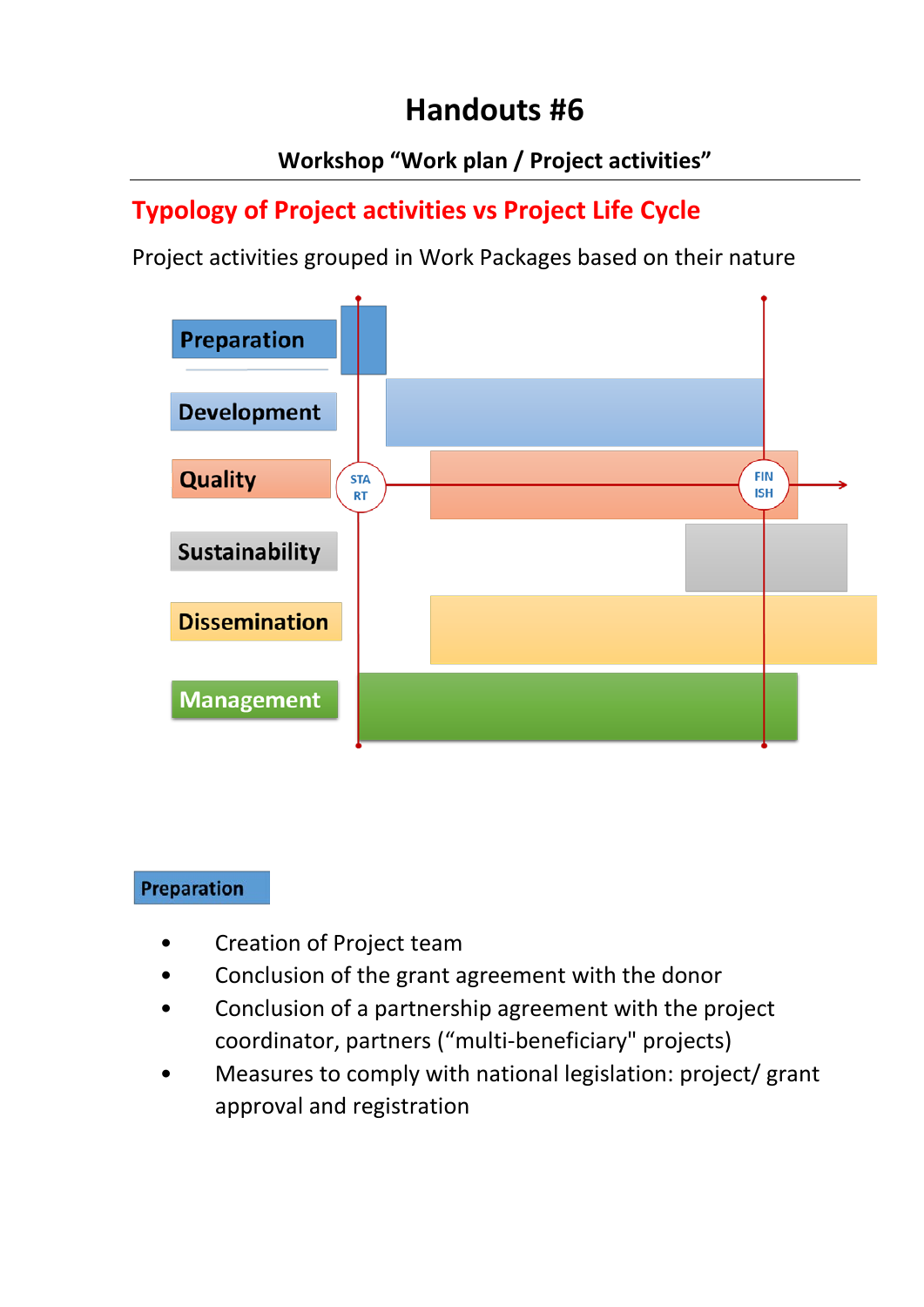# Handouts #6

**Workshop "Work plan / Project activities"**

## Typology of Project activities vs Project Life Cycle

Project activities grouped in Work Packages based on their nature

Preparation

Development

Quality

Sustainability

Dissemination

Management

START

FINISH

### Preparation

- Creation of Project team
- Conclusion of the grant agreement with the donor
- Conclusion of a partnership agreement with the project coordinator, partners ("multi-beneficiary" projects)
- Measures to comply with national legislation: project/ grant approval and registration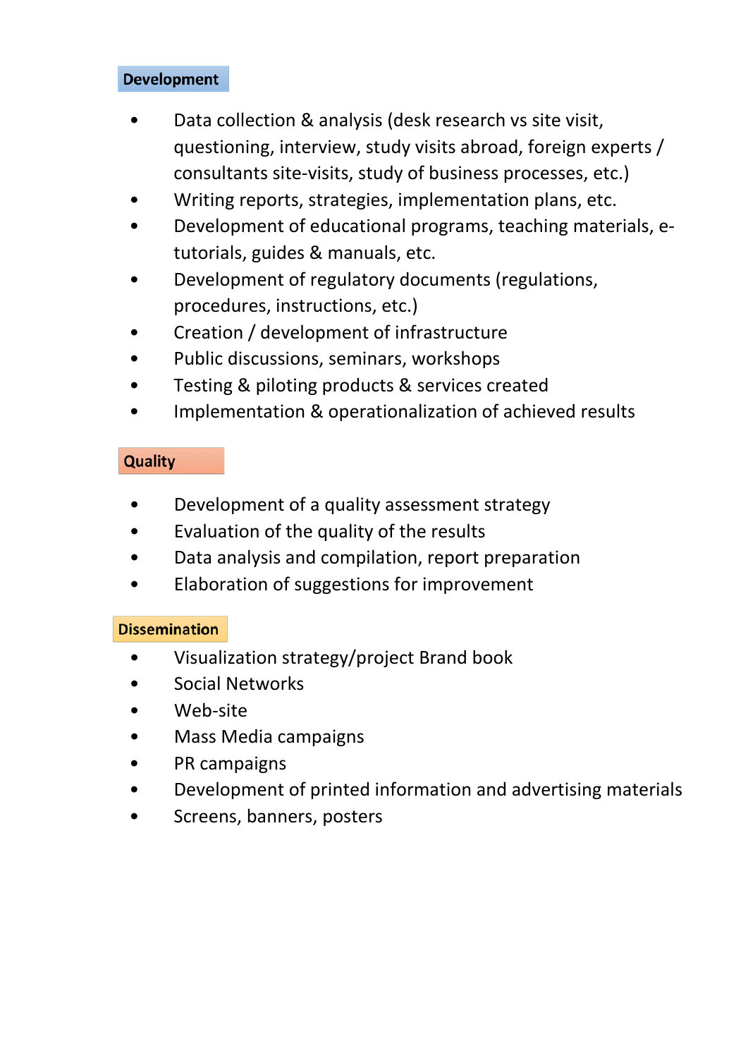## Development

- Data collection & analysis (desk research vs site visit, questioning, interview, study visits abroad, foreign experts / consultants site-visits, study of business processes, etc.)
- Writing reports, strategies, implementation plans, etc.
- Development of educational programs, teaching materials, e-tutorials, guides & manuals, etc.
- Development of regulatory documents (regulations, procedures, instructions, etc.)
- Creation / development of infrastructure
- Public discussions, seminars, workshops
- Testing & piloting products & services created
- Implementation & operationalization of achieved results

## Quality

- Development of a quality assessment strategy
- Evaluation of the quality of the results
- Data analysis and compilation, report preparation
- Elaboration of suggestions for improvement

## Dissemination

- Visualization strategy/project Brand book
- Social Networks
- Web-site
- Mass Media campaigns
- PR campaigns
- Development of printed information and advertising materials
- Screens, banners, posters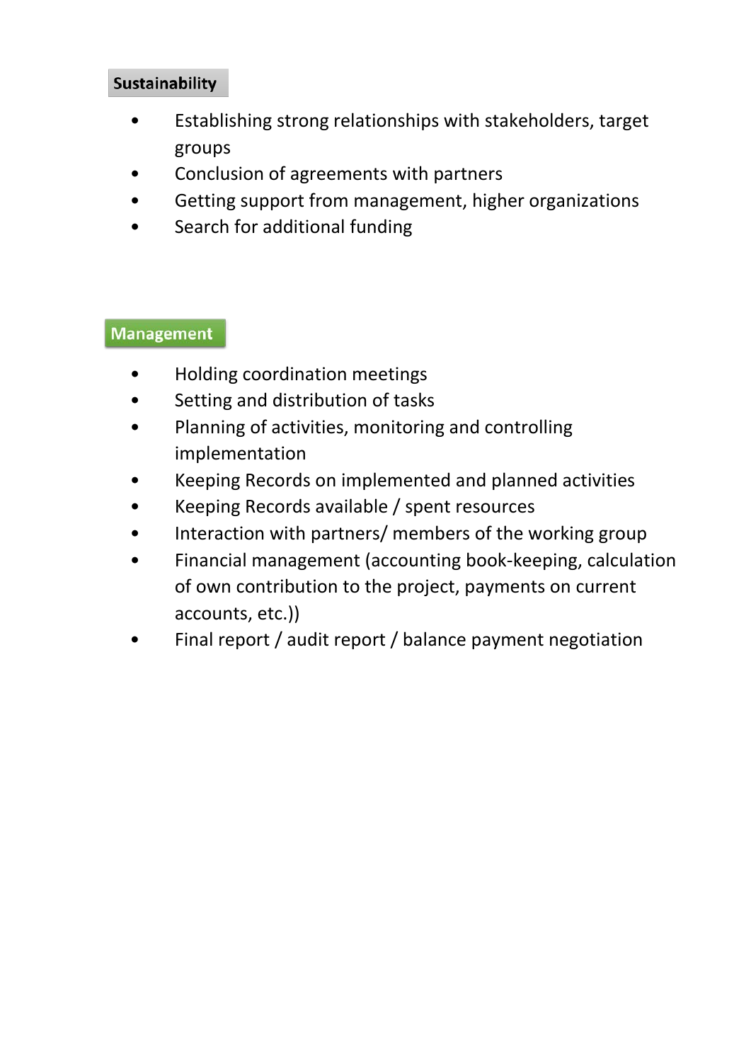## Sustainability

- Establishing strong relationships with stakeholders, target groups
- Conclusion of agreements with partners
- Getting support from management, higher organizations
- Search for additional funding

## Management

- Holding coordination meetings
- Setting and distribution of tasks
- Planning of activities, monitoring and controlling implementation
- Keeping Records on implemented and planned activities
- Keeping Records available / spent resources
- Interaction with partners/ members of the working group
- Financial management (accounting book-keeping, calculation of own contribution to the project, payments on current accounts, etc.))
- Final report / audit report / balance payment negotiation